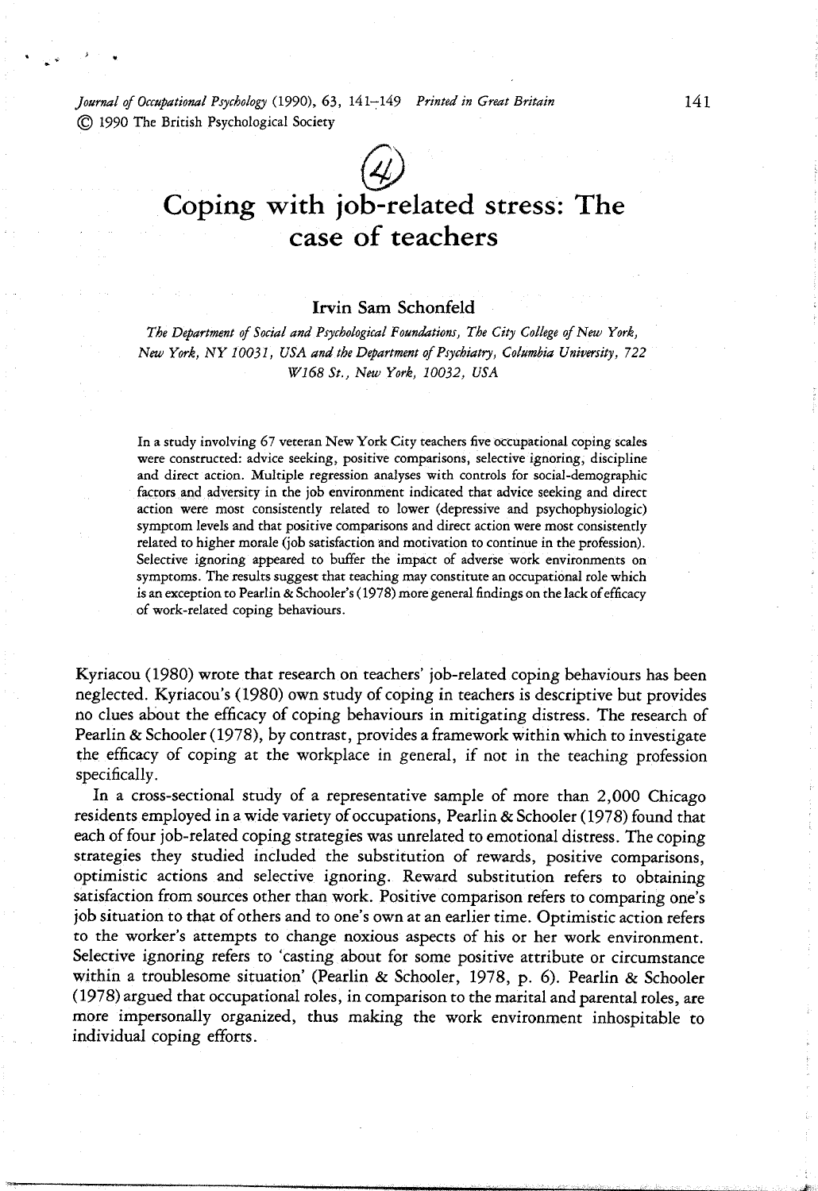# Coping with job-related stress: The case of teachers

**Irvin Sam Schonfeld**

*The Department of Social and Psychological Foundations, The City College of New York, New York, NY 10031, USA and the Department of Psychiatry, Columbia University, 722 W168 St., New York, 10032, USA*

In a study involving 67 veteran New York City teachers five occupational coping scales were constructed: advice seeking, positive comparisons, selective ignoring, discipline and direct action. Multiple regression analyses with controls for social-demographic factors and adversity in the job environment indicated that advice seeking and direct action were most consistently related to lower (depressive and psychophysiologic) symptom levels and that positive comparisons and direct action were most consistently related to higher morale (job satisfaction and motivation to continue in the profession). Selective ignoring appeared to buffer the impact of adverse work environments on symptoms. The results suggest that teaching may constitute an occupational role which is an exception to Pearlin & Schooler's (1978) more general findings on the lack of efficacy of work-related coping behaviours.

Kyriacou (1980) wrote that research on teachers' job-related coping behaviours has been neglected. Kyriacou's (1980) own study of coping in teachers is descriptive but provides no clues about the efficacy of coping behaviours in mitigating distress. The research of Pearlin & Schooler (1978), by contrast, provides a framework within which to investigate the efficacy of coping at the workplace in general, if not in the teaching profession specifically.

In a cross-sectional study of a representative sample of more than 2,000 Chicago residents employed in a wide variety of occupations, Pearlin & Schooler (1978) found that each of four job-related coping strategies was unrelated to emotional distress. The coping strategies they studied included the substitution of rewards, positive comparisons, optimistic actions and selective ignoring. Reward substitution refers to obtaining satisfaction from sources other than work. Positive comparison refers to comparing one's job situation to that of others and to one's own at an earlier time. Optimistic action refers to the worker's attempts to change noxious aspects of his or her work environment. Selective ignoring refers to 'casting about for some positive attribute or circumstance within a troublesome situation' (Pearlin & Schooler, 1978, p. 6). Pearlin & Schooler (1978) argued that occupational roles, in comparison to the marital and parental roles, are more impersonally organized, thus making the work environment inhospitable to individual coping efforts.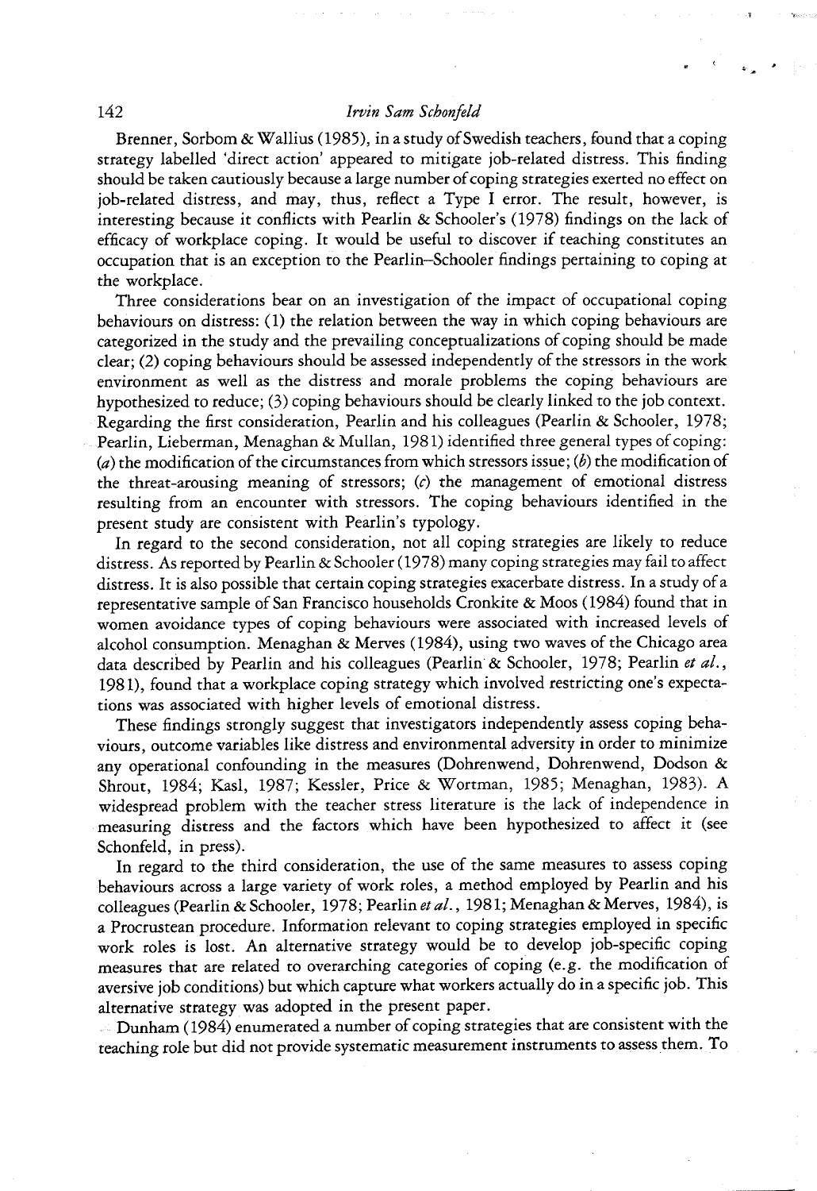Brenner, Sorbom & Wallius (1985), in a study of Swedish teachers, found that a coping strategy labelled 'direct action' appeared to mitigate job-related distress. This finding should be taken cautiously because a large number of coping strategies exerted no effect on job-related distress, and may, thus, reflect a Type I error. The result, however, is interesting because it conflicts with Pearlin & Schooler's (1978) findings on the lack of efficacy of workplace coping. It would be useful to discover if teaching constitutes an occupation that is an exception to the Pearlin–Schooler findings pertaining to coping at the workplace.

Three considerations bear on an investigation of the impact of occupational coping behaviours on distress: (1) the relation between the way in which coping behaviours are categorized in the study and the prevailing conceptualizations of coping should be made clear; (2) coping behaviours should be assessed independently of the stressors in the work environment as well as the distress and morale problems the coping behaviours are hypothesized to reduce; (3) coping behaviours should be clearly linked to the job context. Regarding the first consideration, Pearlin and his colleagues (Pearlin & Schooler, 1978; Pearlin, Lieberman, Menaghan & Mullan, 1981) identified three general types of coping: (*a*) the modification of the circumstances from which stressors issue; (*b*) the modification of the threat-arousing meaning of stressors; (*c*) the management of emotional distress resulting from an encounter with stressors. The coping behaviours identified in the present study are consistent with Pearlin's typology.

In regard to the second consideration, not all coping strategies are likely to reduce distress. As reported by Pearlin & Schooler (1978) many coping strategies may fail to affect distress. It is also possible that certain coping strategies exacerbate distress. In a study of a representative sample of San Francisco households Cronkite & Moos (1984) found that in women avoidance types of coping behaviours were associated with increased levels of alcohol consumption. Menaghan & Merves (1984), using two waves of the Chicago area data described by Pearlin and his colleagues (Pearlin & Schooler, 1978; Pearlin *et al.*, 1981), found that a workplace coping strategy which involved restricting one's expectations was associated with higher levels of emotional distress.

These findings strongly suggest that investigators independently assess coping behaviours, outcome variables like distress and environmental adversity in order to minimize any operational confounding in the measures (Dohrenwend, Dohrenwend, Dodson & Shrout, 1984; Kasl, 1987; Kessler, Price & Wortman, 1985; Menaghan, 1983). A widespread problem with the teacher stress literature is the lack of independence in measuring distress and the factors which have been hypothesized to affect it (see Schonfeld, in press).

In regard to the third consideration, the use of the same measures to assess coping behaviours across a large variety of work roles, a method employed by Pearlin and his colleagues (Pearlin & Schooler, 1978; Pearlin *et al.*, 1981; Menaghan & Merves, 1984), is a Procrustean procedure. Information relevant to coping strategies employed in specific work roles is lost. An alternative strategy would be to develop job-specific coping measures that are related to overarching categories of coping (e.g. the modification of aversive job conditions) but which capture what workers actually do in a specific job. This alternative strategy was adopted in the present paper.

Dunham (1984) enumerated a number of coping strategies that are consistent with the teaching role but did not provide systematic measurement instruments to assess them. To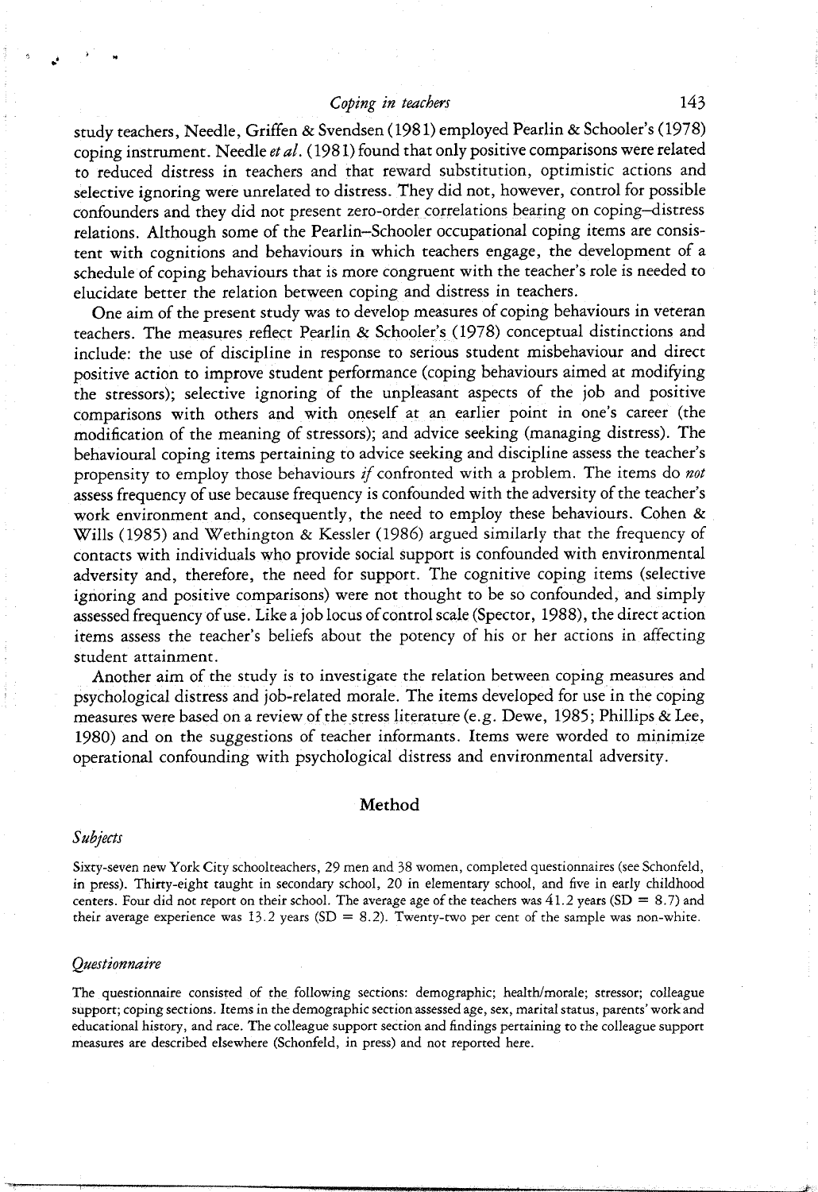study teachers, Needle, Griffen & Svendsen (1981) employed Pearlin & Schooler's (1978) coping instrument. Needle *et al.* (1981) found that only positive comparisons were related to reduced distress in teachers and that reward substitution, optimistic actions and selective ignoring were unrelated to distress. They did not, however, control for possible confounders and they did not present zero-order correlations bearing on coping–distress relations. Although some of the Pearlin–Schooler occupational coping items are consistent with cognitions and behaviours in which teachers engage, the development of a schedule of coping behaviours that is more congruent with the teacher's role is needed to elucidate better the relation between coping and distress in teachers.

One aim of the present study was to develop measures of coping behaviours in veteran teachers. The measures reflect Pearlin & Schooler's (1978) conceptual distinctions and include: the use of discipline in response to serious student misbehaviour and direct positive action to improve student performance (coping behaviours aimed at modifying the stressors); selective ignoring of the unpleasant aspects of the job and positive comparisons with others and with oneself at an earlier point in one's career (the modification of the meaning of stressors); and advice seeking (managing distress). The behavioural coping items pertaining to advice seeking and discipline assess the teacher's propensity to employ those behaviours *if* confronted with a problem. The items do *not* assess frequency of use because frequency is confounded with the adversity of the teacher's work environment and, consequently, the need to employ these behaviours. Cohen & Wills (1985) and Wethington & Kessler (1986) argued similarly that the frequency of contacts with individuals who provide social support is confounded with environmental adversity and, therefore, the need for support. The cognitive coping items (selective ignoring and positive comparisons) were not thought to be so confounded, and simply assessed frequency of use. Like a job locus of control scale (Spector, 1988), the direct action items assess the teacher's beliefs about the potency of his or her actions in affecting student attainment.

Another aim of the study is to investigate the relation between coping measures and psychological distress and job-related morale. The items developed for use in the coping measures were based on a review of the stress literature (e.g. Dewe, 1985; Phillips & Lee, 1980) and on the suggestions of teacher informants. Items were worded to minimize operational confounding with psychological distress and environmental adversity.

## Method

### *Subjects*

Sixty-seven new York City schoolteachers, 29 men and 38 women, completed questionnaires (see Schonfeld, in press). Thirty-eight taught in secondary school, 20 in elementary school, and five in early childhood centers. Four did not report on their school. The average age of the teachers was 41.2 years (SD = 8.7) and their average experience was 13.2 years (SD = 8.2). Twenty-two per cent of the sample was non-white.

### *Questionnaire*

The questionnaire consisted of the following sections: demographic; health/morale; stressor; colleague support; coping sections. Items in the demographic section assessed age, sex, marital status, parents' work and educational history, and race. The colleague support section and findings pertaining to the colleague support measures are described elsewhere (Schonfeld, in press) and not reported here.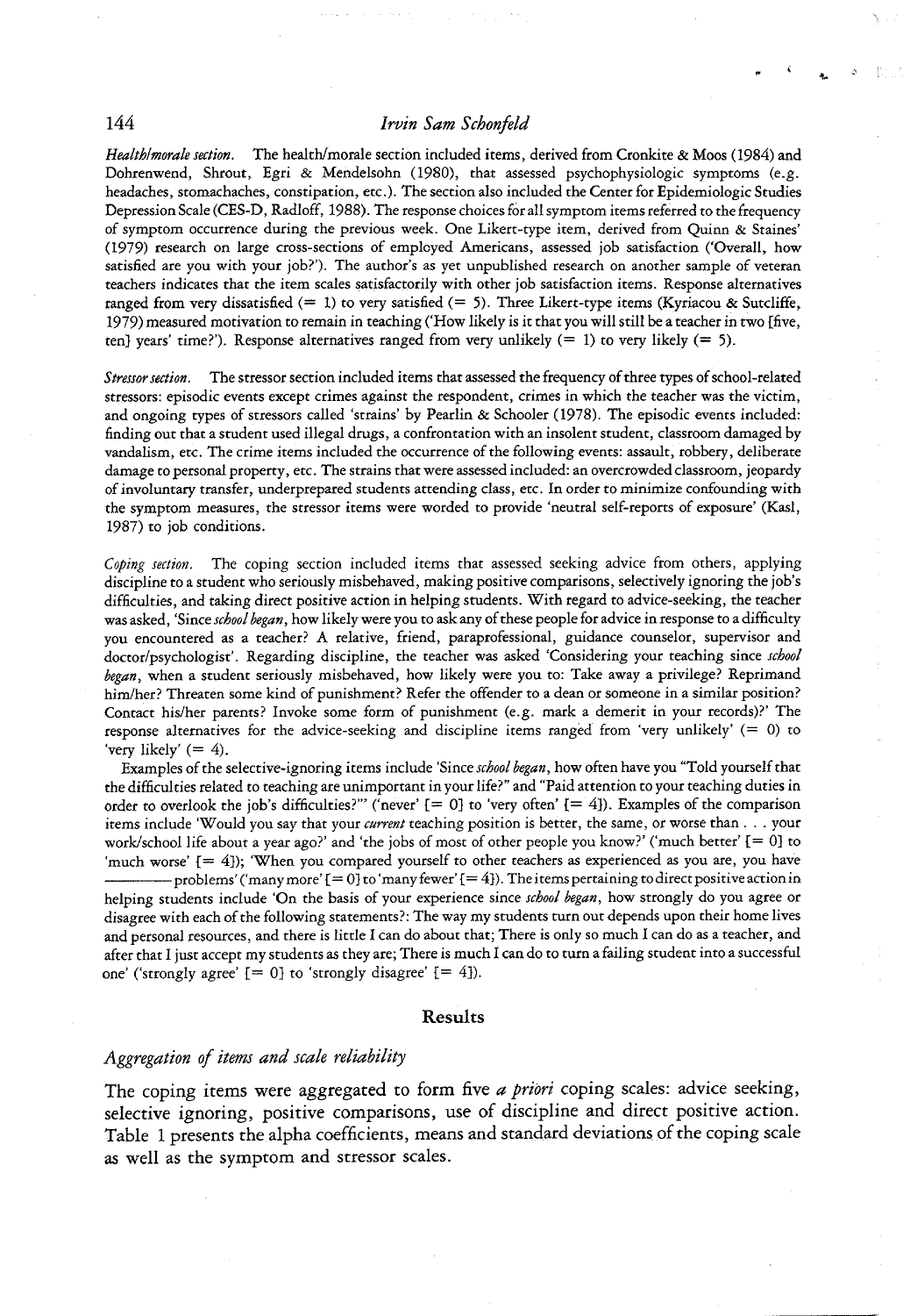*Health/morale section.* The health/morale section included items, derived from Cronkite & Moos (1984) and Dohrenwend, Shrout, Egri & Mendelsohn (1980), that assessed psychophysiologic symptoms (e.g. headaches, stomachaches, constipation, etc.). The section also included the Center for Epidemiologic Studies Depression Scale (CES-D, Radloff, 1988). The response choices for all symptom items referred to the frequency of symptom occurrence during the previous week. One Likert-type item, derived from Quinn & Staines' (1979) research on large cross-sections of employed Americans, assessed job satisfaction ('Overall, how satisfied are you with your job?'). The author's as yet unpublished research on another sample of veteran teachers indicates that the item scales satisfactorily with other job satisfaction items. Response alternatives ranged from very dissatisfied (= 1) to very satisfied (= 5). Three Likert-type items (Kyriacou & Sutcliffe, 1979) measured motivation to remain in teaching ('How likely is it that you will still be a teacher in two [five, ten] years' time?'). Response alternatives ranged from very unlikely (= 1) to very likely (= 5).

*Stressor section.* The stressor section included items that assessed the frequency of three types of school-related stressors: episodic events except crimes against the respondent, crimes in which the teacher was the victim, and ongoing types of stressors called 'strains' by Pearlin & Schooler (1978). The episodic events included: finding out that a student used illegal drugs, a confrontation with an insolent student, classroom damaged by vandalism, etc. The crime items included the occurrence of the following events: assault, robbery, deliberate damage to personal property, etc. The strains that were assessed included: an overcrowded classroom, jeopardy of involuntary transfer, underprepared students attending class, etc. In order to minimize confounding with the symptom measures, the stressor items were worded to provide 'neutral self-reports of exposure' (Kasl, 1987) to job conditions.

*Coping section.* The coping section included items that assessed seeking advice from others, applying discipline to a student who seriously misbehaved, making positive comparisons, selectively ignoring the job's difficulties, and taking direct positive action in helping students. With regard to advice-seeking, the teacher was asked, 'Since *school began*, how likely were you to ask any of these people for advice in response to a difficulty you encountered as a teacher? A relative, friend, paraprofessional, guidance counselor, supervisor and doctor/psychologist'. Regarding discipline, the teacher was asked 'Considering your teaching since *school began*, when a student seriously misbehaved, how likely were you to: Take away a privilege? Reprimand him/her? Threaten some kind of punishment? Refer the offender to a dean or someone in a similar position? Contact his/her parents? Invoke some form of punishment (e.g. mark a demerit in your records)?' The response alternatives for the advice-seeking and discipline items ranged from 'very unlikely' (= 0) to 'very likely' (= 4).

Examples of the selective-ignoring items include 'Since *school began*, how often have you "Told yourself that the difficulties related to teaching are unimportant in your life?" and "Paid attention to your teaching duties in order to overlook the job's difficulties?"' ('never' [= 0] to 'very often' [= 4]). Examples of the comparison items include 'Would you say that your *current* teaching position is better, the same, or worse than . . . your work/school life about a year ago?' and 'the jobs of most of other people you know?' ('much better' [= 0] to 'much worse' [= 4]); 'When you compared yourself to other teachers as experienced as you are, you have ———— problems' ('many more' [= 0] to 'many fewer' [= 4]). The items pertaining to direct positive action in helping students include 'On the basis of your experience since *school began*, how strongly do you agree or disagree with each of the following statements?: The way my students turn out depends upon their home lives and personal resources, and there is little I can do about that; There is only so much I can do as a teacher, and after that I just accept my students as they are; There is much I can do to turn a failing student into a successful one' ('strongly agree' [= 0] to 'strongly disagree' [= 4]).

## Results

### *Aggregation of items and scale reliability*

The coping items were aggregated to form five *a priori* coping scales: advice seeking, selective ignoring, positive comparisons, use of discipline and direct positive action. Table 1 presents the alpha coefficients, means and standard deviations of the coping scale as well as the symptom and stressor scales.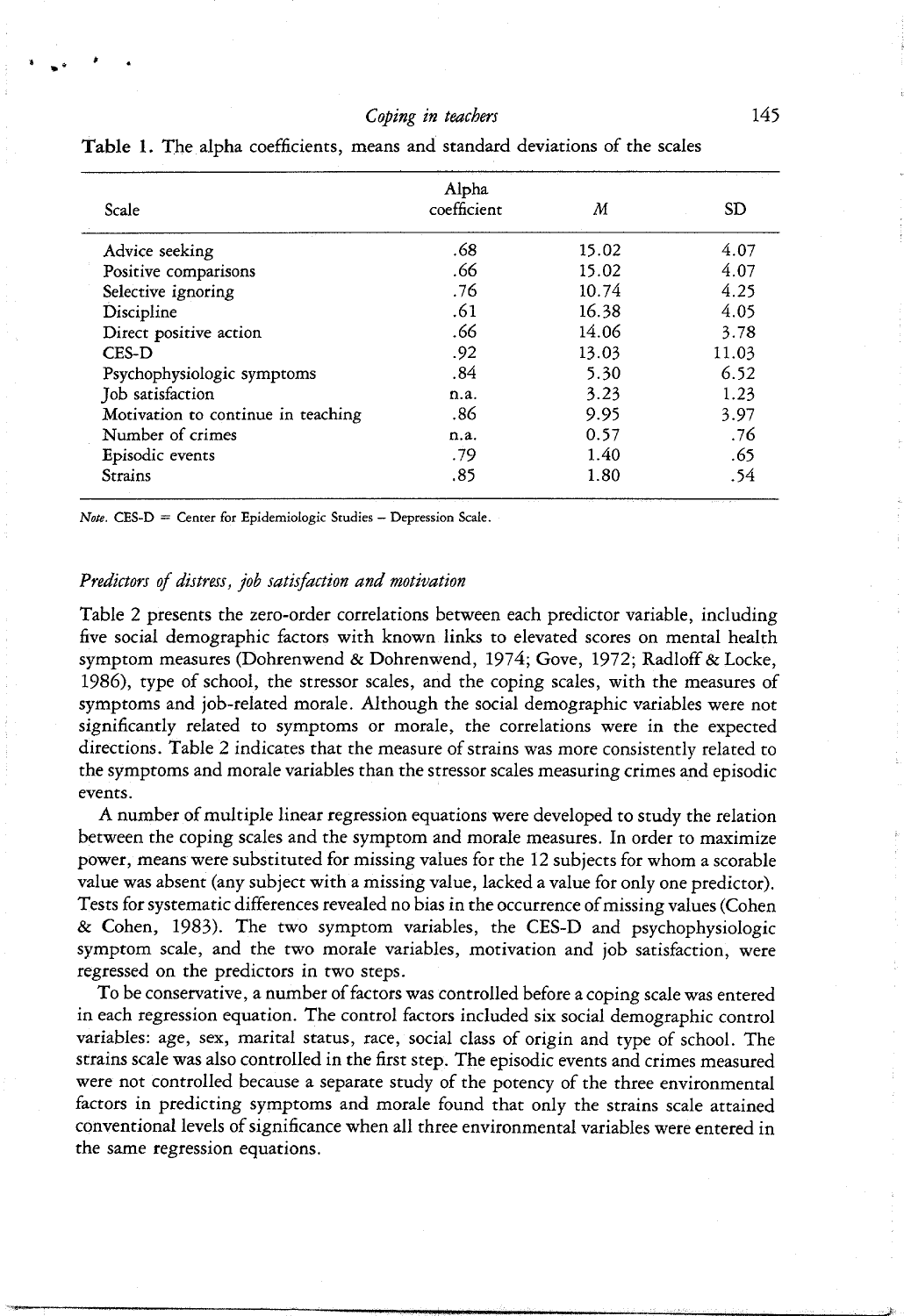**Table 1.** The alpha coefficients, means and standard deviations of the scales

| Scale | Alpha coefficient | *M* | SD |
|---|---|---|---|
| Advice seeking | .68 | 15.02 | 4.07 |
| Positive comparisons | .66 | 15.02 | 4.07 |
| Selective ignoring | .76 | 10.74 | 4.25 |
| Discipline | .61 | 16.38 | 4.05 |
| Direct positive action | .66 | 14.06 | 3.78 |
| CES-D | .92 | 13.03 | 11.03 |
| Psychophysiologic symptoms | .84 | 5.30 | 6.52 |
| Job satisfaction | n.a. | 3.23 | 1.23 |
| Motivation to continue in teaching | .86 | 9.95 | 3.97 |
| Number of crimes | n.a. | 0.57 | .76 |
| Episodic events | .79 | 1.40 | .65 |
| Strains | .85 | 1.80 | .54 |

*Note.* CES-D = Center for Epidemiologic Studies – Depression Scale.

### *Predictors of distress, job satisfaction and motivation*

Table 2 presents the zero-order correlations between each predictor variable, including five social demographic factors with known links to elevated scores on mental health symptom measures (Dohrenwend & Dohrenwend, 1974; Gove, 1972; Radloff & Locke, 1986), type of school, the stressor scales, and the coping scales, with the measures of symptoms and job-related morale. Although the social demographic variables were not significantly related to symptoms or morale, the correlations were in the expected directions. Table 2 indicates that the measure of strains was more consistently related to the symptoms and morale variables than the stressor scales measuring crimes and episodic events.

A number of multiple linear regression equations were developed to study the relation between the coping scales and the symptom and morale measures. In order to maximize power, means were substituted for missing values for the 12 subjects for whom a scorable value was absent (any subject with a missing value, lacked a value for only one predictor). Tests for systematic differences revealed no bias in the occurrence of missing values (Cohen & Cohen, 1983). The two symptom variables, the CES-D and psychophysiologic symptom scale, and the two morale variables, motivation and job satisfaction, were regressed on the predictors in two steps.

To be conservative, a number of factors was controlled before a coping scale was entered in each regression equation. The control factors included six social demographic control variables: age, sex, marital status, race, social class of origin and type of school. The strains scale was also controlled in the first step. The episodic events and crimes measured were not controlled because a separate study of the potency of the three environmental factors in predicting symptoms and morale found that only the strains scale attained conventional levels of significance when all three environmental variables were entered in the same regression equations.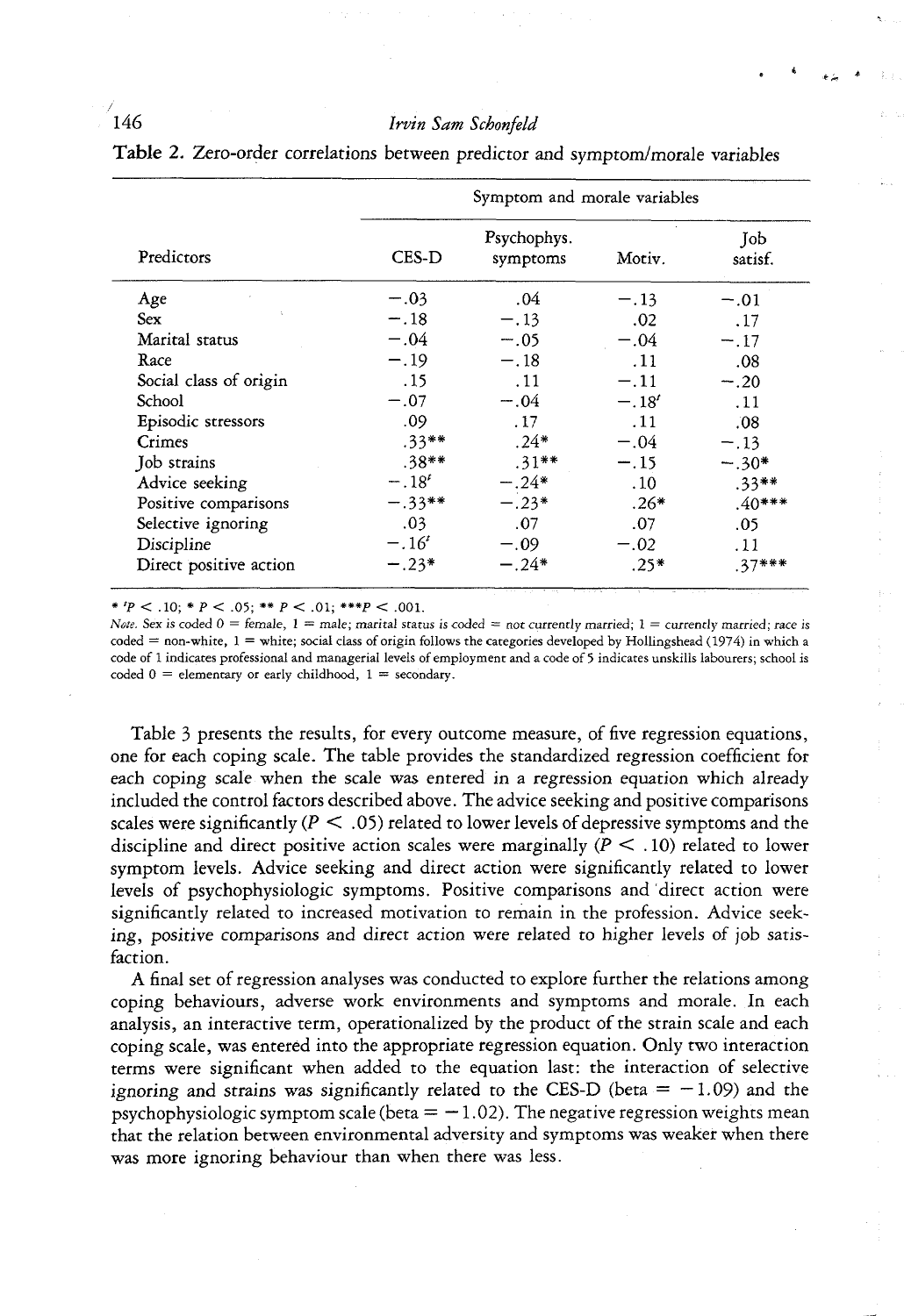**Table 2.** Zero-order correlations between predictor and symptom/morale variables

| Predictors | Symptom and morale variables | | | |
|---|---|---|---|---|
| | CES-D | Psychophys. symptoms | Motiv. | Job satisf. |
| Age | −.03 | .04 | −.13 | −.01 |
| Sex | −.18 | −.13 | .02 | .17 |
| Marital status | −.04 | −.05 | −.04 | −.17 |
| Race | −.19 | −.18 | .11 | .08 |
| Social class of origin | .15 | .11 | −.11 | −.20 |
| School | −.07 | −.04 | −.18[t] | .11 |
| Episodic stressors | .09 | .17 | .11 | .08 |
| Crimes | .33** | .24* | −.04 | −.13 |
| Job strains | .38** | .31** | −.15 | −.30* |
| Advice seeking | −.18[t] | −.24* | .10 | .33** |
| Positive comparisons | −.33** | −.23* | .26* | .40*** |
| Selective ignoring | .03 | .07 | .07 | .05 |
| Discipline | −.16[t] | −.09 | −.02 | .11 |
| Direct positive action | −.23* | −.24* | .25* | .37*** |

* [t]$P < .10$; * $P < .05$; ** $P < .01$; *** $P < .001$.

*Note.* Sex is coded 0 = female, 1 = male; marital status is coded = not currently married; 1 = currently married; race is coded = non-white, 1 = white; social class of origin follows the categories developed by Hollingshead (1974) in which a code of 1 indicates professional and managerial levels of employment and a code of 5 indicates unskills labourers; school is coded 0 = elementary or early childhood, 1 = secondary.

Table 3 presents the results, for every outcome measure, of five regression equations, one for each coping scale. The table provides the standardized regression coefficient for each coping scale when the scale was entered in a regression equation which already included the control factors described above. The advice seeking and positive comparisons scales were significantly ($P < .05$) related to lower levels of depressive symptoms and the discipline and direct positive action scales were marginally ($P < .10$) related to lower symptom levels. Advice seeking and direct action were significantly related to lower levels of psychophysiologic symptoms. Positive comparisons and direct action were significantly related to increased motivation to remain in the profession. Advice seeking, positive comparisons and direct action were related to higher levels of job satisfaction.

A final set of regression analyses was conducted to explore further the relations among coping behaviours, adverse work environments and symptoms and morale. In each analysis, an interactive term, operationalized by the product of the strain scale and each coping scale, was entered into the appropriate regression equation. Only two interaction terms were significant when added to the equation last: the interaction of selective ignoring and strains was significantly related to the CES-D (beta = −1.09) and the psychophysiologic symptom scale (beta = −1.02). The negative regression weights mean that the relation between environmental adversity and symptoms was weaker when there was more ignoring behaviour than when there was less.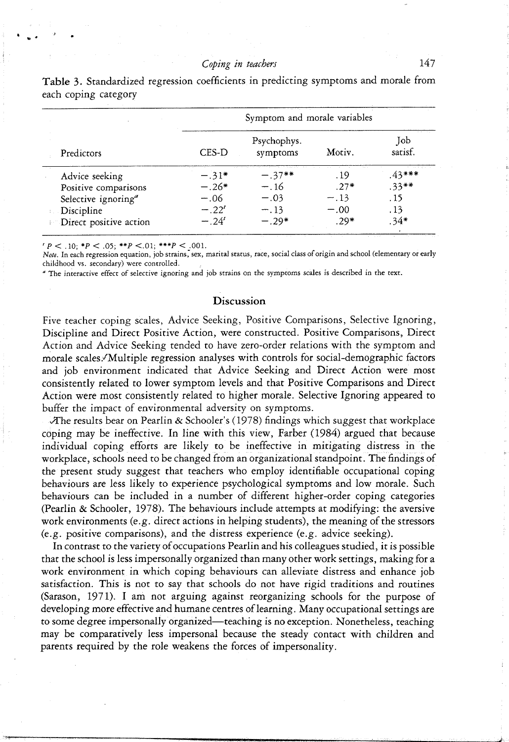**Table 3.** Standardized regression coefficients in predicting symptoms and morale from each coping category

| | Symptom and morale variables | | | |
|---|---|---|---|---|
| Predictors | CES-D | Psychophys. symptoms | Motiv. | Job satisf. |
| Advice seeking | −.31* | −.37** | .19 | .43*** |
| Positive comparisons | −.26* | −.16 | .27* | .33** |
| Selective ignoring[a] | −.06 | −.03 | −.13 | .15 |
| Discipline | −.22[t] | −.13 | −.00 | .13 |
| Direct positive action | −.24[t] | −.29* | .29* | .34* |

[t] $P < .10$; * $P < .05$; ** $P < .01$; *** $P < .001$.

*Note.* In each regression equation, job strains, sex, marital status, race, social class of origin and school (elementary or early childhood vs. secondary) were controlled.

[a] The interactive effect of selective ignoring and job strains on the symptoms scales is described in the text.

## Discussion

Five teacher coping scales, Advice Seeking, Positive Comparisons, Selective Ignoring, Discipline and Direct Positive Action, were constructed. Positive Comparisons, Direct Action and Advice Seeking tended to have zero-order relations with the symptom and morale scales. Multiple regression analyses with controls for social-demographic factors and job environment indicated that Advice Seeking and Direct Action were most consistently related to lower symptom levels and that Positive Comparisons and Direct Action were most consistently related to higher morale. Selective Ignoring appeared to buffer the impact of environmental adversity on symptoms.

The results bear on Pearlin & Schooler's (1978) findings which suggest that workplace coping may be ineffective. In line with this view, Farber (1984) argued that because individual coping efforts are likely to be ineffective in mitigating distress in the workplace, schools need to be changed from an organizational standpoint. The findings of the present study suggest that teachers who employ identifiable occupational coping behaviours are less likely to experience psychological symptoms and low morale. Such behaviours can be included in a number of different higher-order coping categories (Pearlin & Schooler, 1978). The behaviours include attempts at modifying: the aversive work environments (e.g. direct actions in helping students), the meaning of the stressors (e.g. positive comparisons), and the distress experience (e.g. advice seeking).

In contrast to the variety of occupations Pearlin and his colleagues studied, it is possible that the school is less impersonally organized than many other work settings, making for a work environment in which coping behaviours can alleviate distress and enhance job satisfaction. This is not to say that schools do not have rigid traditions and routines (Sarason, 1971). I am not arguing against reorganizing schools for the purpose of developing more effective and humane centres of learning. Many occupational settings are to some degree impersonally organized—teaching is no exception. Nonetheless, teaching may be comparatively less impersonal because the steady contact with children and parents required by the role weakens the forces of impersonality.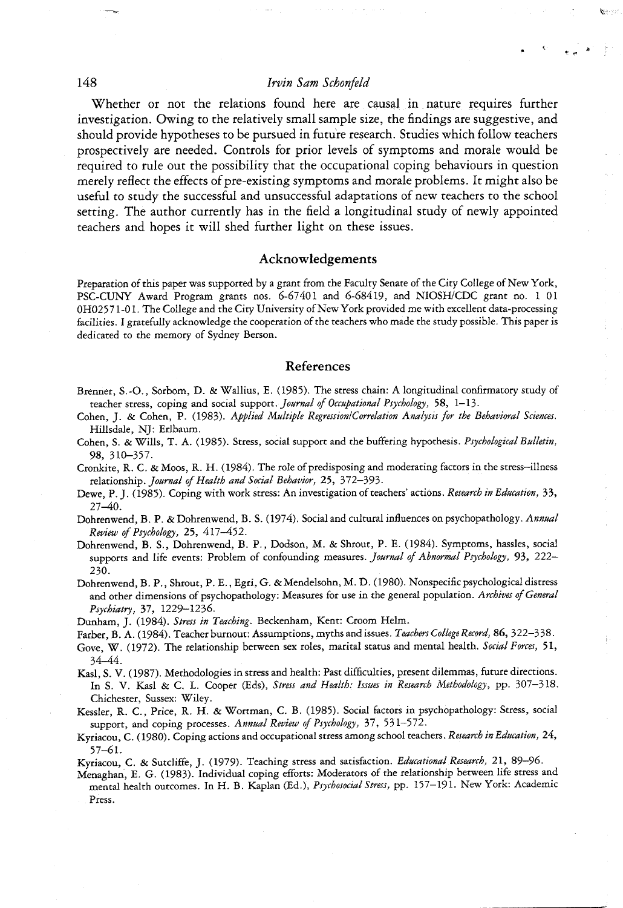Whether or not the relations found here are causal in nature requires further investigation. Owing to the relatively small sample size, the findings are suggestive, and should provide hypotheses to be pursued in future research. Studies which follow teachers prospectively are needed. Controls for prior levels of symptoms and morale would be required to rule out the possibility that the occupational coping behaviours in question merely reflect the effects of pre-existing symptoms and morale problems. It might also be useful to study the successful and unsuccessful adaptations of new teachers to the school setting. The author currently has in the field a longitudinal study of newly appointed teachers and hopes it will shed further light on these issues.

## Acknowledgements

Preparation of this paper was supported by a grant from the Faculty Senate of the City College of New York, PSC-CUNY Award Program grants nos. 6-67401 and 6-68419, and NIOSH/CDC grant no. 1 01 0H02571-01. The College and the City University of New York provided me with excellent data-processing facilities. I gratefully acknowledge the cooperation of the teachers who made the study possible. This paper is dedicated to the memory of Sydney Berson.

## References

Brenner, S.-O., Sorbom, D. & Wallius, E. (1985). The stress chain: A longitudinal confirmatory study of teacher stress, coping and social support. *Journal of Occupational Psychology*, **58**, 1–13.

Cohen, J. & Cohen, P. (1983). *Applied Multiple Regression/Correlation Analysis for the Behavioral Sciences*. Hillsdale, NJ: Erlbaum.

Cohen, S. & Wills, T. A. (1985). Stress, social support and the buffering hypothesis. *Psychological Bulletin*, **98**, 310–357.

Cronkite, R. C. & Moos, R. H. (1984). The role of predisposing and moderating factors in the stress–illness relationship. *Journal of Health and Social Behavior*, **25**, 372–393.

Dewe, P. J. (1985). Coping with work stress: An investigation of teachers' actions. *Research in Education*, **33**, 27–40.

Dohrenwend, B. P. & Dohrenwend, B. S. (1974). Social and cultural influences on psychopathology. *Annual Review of Psychology*, **25**, 417–452.

Dohrenwend, B. S., Dohrenwend, B. P., Dodson, M. & Shrout, P. E. (1984). Symptoms, hassles, social supports and life events: Problem of confounding measures. *Journal of Abnormal Psychology*, **93**, 222–230.

Dohrenwend, B. P., Shrout, P. E., Egri, G. & Mendelsohn, M. D. (1980). Nonspecific psychological distress and other dimensions of psychopathology: Measures for use in the general population. *Archives of General Psychiatry*, **37**, 1229–1236.

Dunham, J. (1984). *Stress in Teaching*. Beckenham, Kent: Croom Helm.

Farber, B. A. (1984). Teacher burnout: Assumptions, myths and issues. *Teachers College Record*, **86**, 322–338.

Gove, W. (1972). The relationship between sex roles, marital status and mental health. *Social Forces*, **51**, 34–44.

Kasl, S. V. (1987). Methodologies in stress and health: Past difficulties, present dilemmas, future directions. In S. V. Kasl & C. L. Cooper (Eds), *Stress and Health: Issues in Research Methodology*, pp. 307–318. Chichester, Sussex: Wiley.

Kessler, R. C., Price, R. H. & Wortman, C. B. (1985). Social factors in psychopathology: Stress, social support, and coping processes. *Annual Review of Psychology*, **37**, 531–572.

Kyriacou, C. (1980). Coping actions and occupational stress among school teachers. *Research in Education*, **24**, 57–61.

Kyriacou, C. & Sutcliffe, J. (1979). Teaching stress and satisfaction. *Educational Research*, **21**, 89–96.

Menaghan, E. G. (1983). Individual coping efforts: Moderators of the relationship between life stress and mental health outcomes. In H. B. Kaplan (Ed.), *Psychosocial Stress*, pp. 157–191. New York: Academic Press.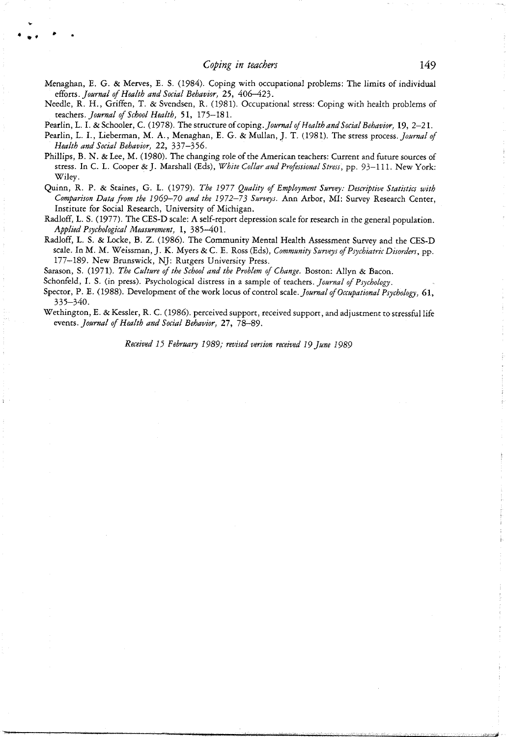Menaghan, E. G. & Merves, E. S. (1984). Coping with occupational problems: The limits of individual efforts. *Journal of Health and Social Behavior*, **25**, 406–423.

Needle, R. H., Griffen, T. & Svendsen, R. (1981). Occupational stress: Coping with health problems of teachers. *Journal of School Health*, **51**, 175–181.

Pearlin, L. I. & Schooler, C. (1978). The structure of coping. *Journal of Health and Social Behavior*, **19**, 2–21.

Pearlin, L. I., Lieberman, M. A., Menaghan, E. G. & Mullan, J. T. (1981). The stress process. *Journal of Health and Social Behavior*, **22**, 337–356.

Phillips, B. N. & Lee, M. (1980). The changing role of the American teachers: Current and future sources of stress. In C. L. Cooper & J. Marshall (Eds), *White Collar and Professional Stress*, pp. 93–111. New York: Wiley.

Quinn, R. P. & Staines, G. L. (1979). *The 1977 Quality of Employment Survey: Descriptive Statistics with Comparison Data from the 1969–70 and the 1972–73 Surveys.* Ann Arbor, MI: Survey Research Center, Institute for Social Research, University of Michigan.

Radloff, L. S. (1977). The CES-D scale: A self-report depression scale for research in the general population. *Applied Psychological Measurement*, **1**, 385–401.

Radloff, L. S. & Locke, B. Z. (1986). The Community Mental Health Assessment Survey and the CES-D scale. In M. M. Weissman, J. K. Myers & C. E. Ross (Eds), *Community Surveys of Psychiatric Disorders*, pp. 177–189. New Brunswick, NJ: Rutgers University Press.

Sarason, S. (1971). *The Culture of the School and the Problem of Change.* Boston: Allyn & Bacon.

Schonfeld, I. S. (in press). Psychological distress in a sample of teachers. *Journal of Psychology*.

Spector, P. E. (1988). Development of the work locus of control scale. *Journal of Occupational Psychology*, **61**, 335–340.

Wethington, E. & Kessler, R. C. (1986). perceived support, received support, and adjustment to stressful life events. *Journal of Health and Social Behavior*, **27**, 78–89.

*Received 15 February 1989; revised version received 19 June 1989*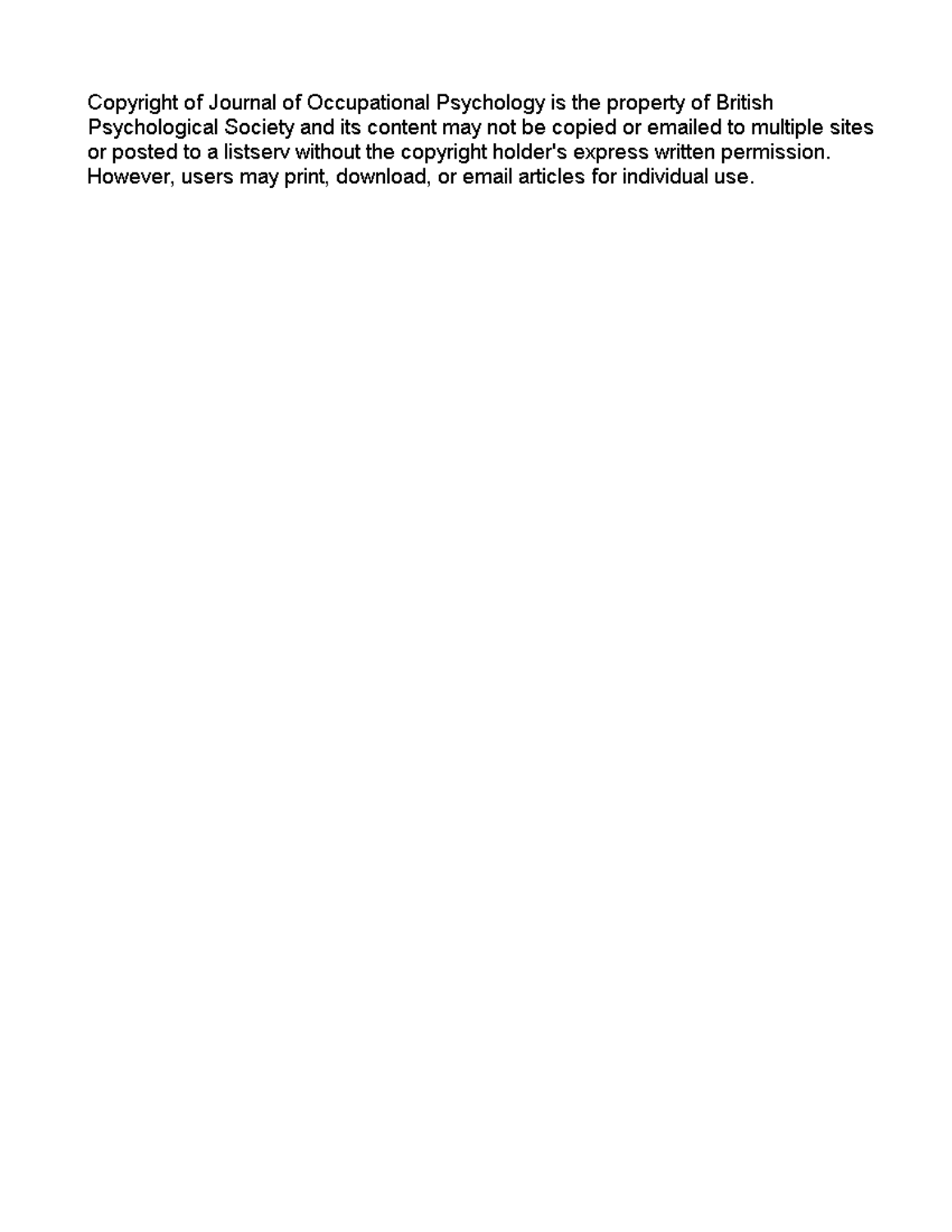Copyright of Journal of Occupational Psychology is the property of British Psychological Society and its content may not be copied or emailed to multiple sites or posted to a listserv without the copyright holder's express written permission. However, users may print, download, or email articles for individual use.